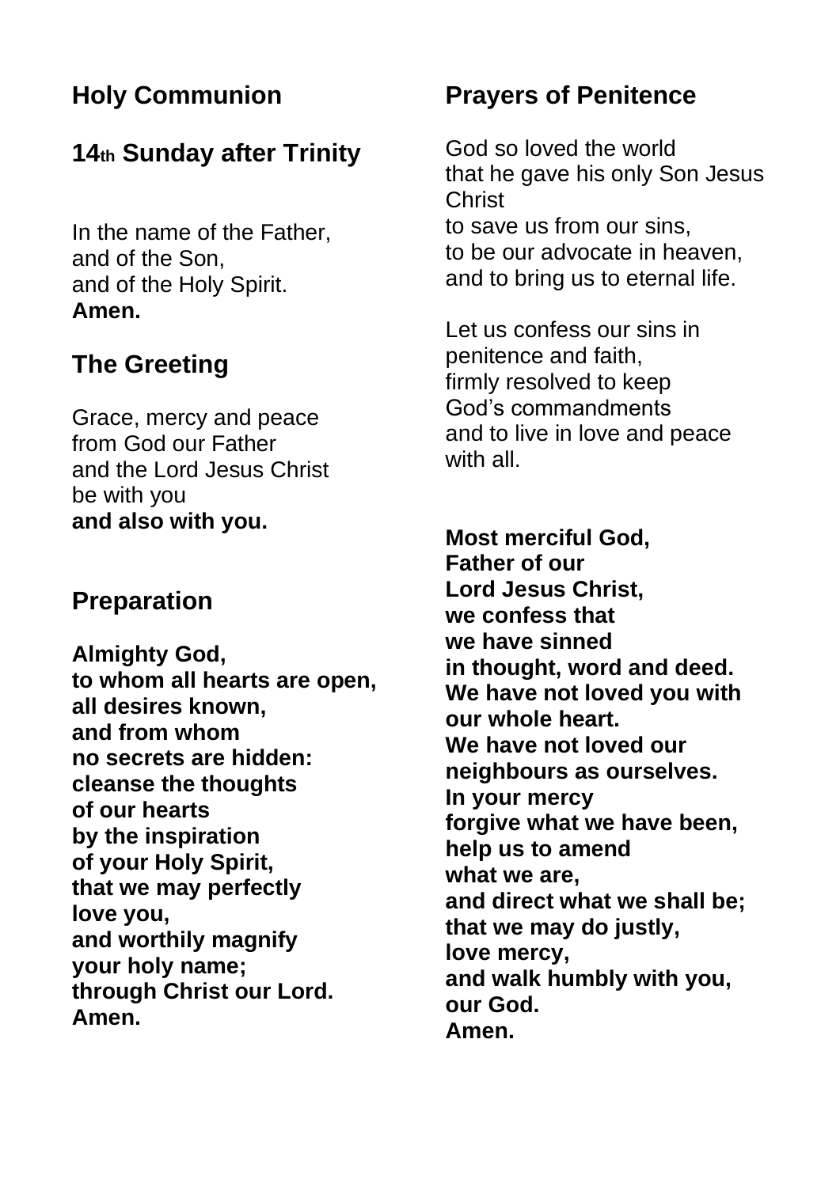## Holy Communion

## 14th Sunday after Trinity

In the name of the Father,
and of the Son,
and of the Holy Spirit.
**Amen.**

## The Greeting

Grace, mercy and peace
from God our Father
and the Lord Jesus Christ
be with you
**and also with you.**

## Preparation

**Almighty God,**
**to whom all hearts are open,**
**all desires known,**
**and from whom**
**no secrets are hidden:**
**cleanse the thoughts**
**of our hearts**
**by the inspiration**
**of your Holy Spirit,**
**that we may perfectly**
**love you,**
**and worthily magnify**
**your holy name;**
**through Christ our Lord.**
**Amen.**

## Prayers of Penitence

God so loved the world
that he gave his only Son Jesus Christ
to save us from our sins,
to be our advocate in heaven,
and to bring us to eternal life.

Let us confess our sins in penitence and faith,
firmly resolved to keep
God's commandments
and to live in love and peace with all.

**Most merciful God,**
**Father of our**
**Lord Jesus Christ,**
**we confess that**
**we have sinned**
**in thought, word and deed.**
**We have not loved you with our whole heart.**
**We have not loved our neighbours as ourselves.**
**In your mercy**
**forgive what we have been,**
**help us to amend**
**what we are,**
**and direct what we shall be;**
**that we may do justly,**
**love mercy,**
**and walk humbly with you, our God.**
**Amen.**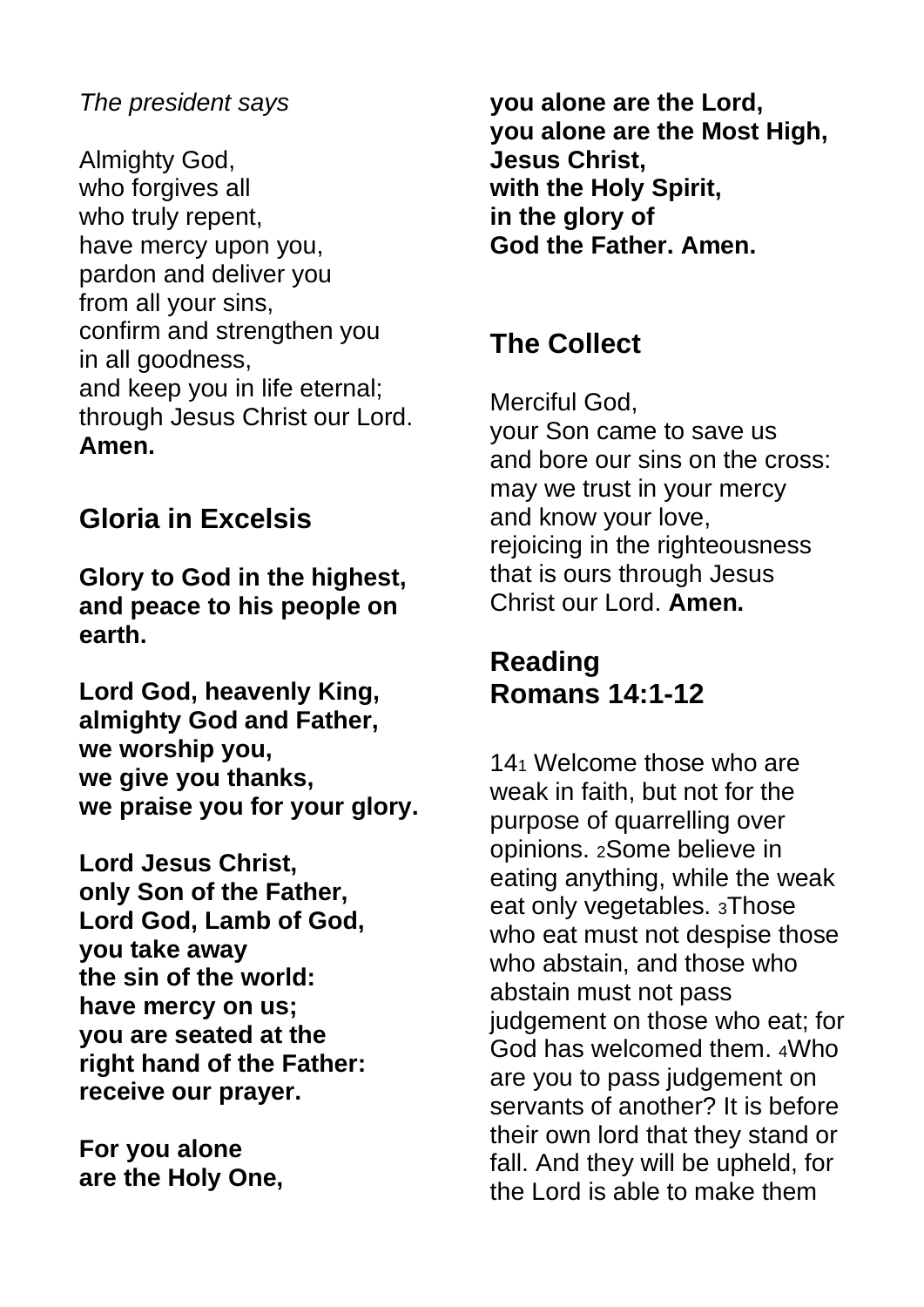*The president says*

Almighty God,
who forgives all
who truly repent,
have mercy upon you,
pardon and deliver you
from all your sins,
confirm and strengthen you
in all goodness,
and keep you in life eternal;
through Jesus Christ our Lord.
**Amen.**

## Gloria in Excelsis

**Glory to God in the highest,
and peace to his people on earth.**

**Lord God, heavenly King,
almighty God and Father,
we worship you,
we give you thanks,
we praise you for your glory.**

**Lord Jesus Christ,
only Son of the Father,
Lord God, Lamb of God,
you take away
the sin of the world:
have mercy on us;
you are seated at the
right hand of the Father:
receive our prayer.**

**For you alone
are the Holy One,
you alone are the Lord,
you alone are the Most High,
Jesus Christ,
with the Holy Spirit,
in the glory of
God the Father. Amen.**

## The Collect

Merciful God,
your Son came to save us
and bore our sins on the cross:
may we trust in your mercy
and know your love,
rejoicing in the righteousness
that is ours through Jesus
Christ our Lord. **Amen.**

## Reading
## Romans 14:1-12

14[1] Welcome those who are weak in faith, but not for the purpose of quarrelling over opinions. [2]Some believe in eating anything, while the weak eat only vegetables. [3]Those who eat must not despise those who abstain, and those who abstain must not pass judgement on those who eat; for God has welcomed them. [4]Who are you to pass judgement on servants of another? It is before their own lord that they stand or fall. And they will be upheld, for the Lord is able to make them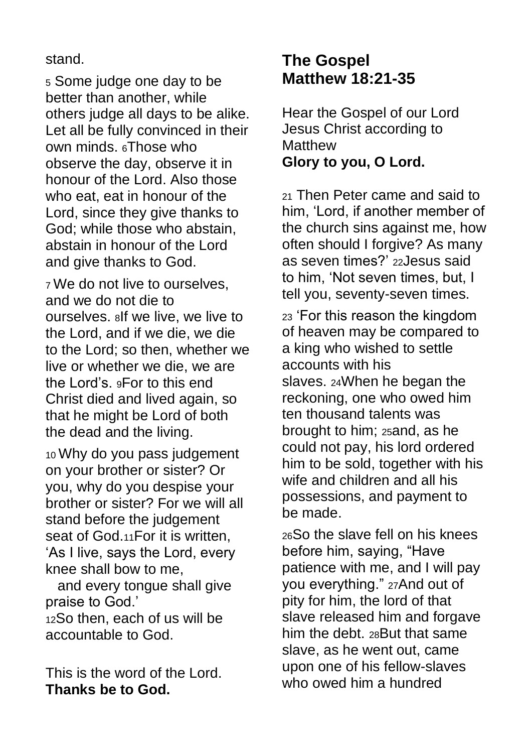stand.

[5] Some judge one day to be better than another, while others judge all days to be alike. Let all be fully convinced in their own minds. [6]Those who observe the day, observe it in honour of the Lord. Also those who eat, eat in honour of the Lord, since they give thanks to God; while those who abstain, abstain in honour of the Lord and give thanks to God.

[7] We do not live to ourselves, and we do not die to ourselves. [8]If we live, we live to the Lord, and if we die, we die to the Lord; so then, whether we live or whether we die, we are the Lord's. [9]For to this end Christ died and lived again, so that he might be Lord of both the dead and the living.

[10] Why do you pass judgement on your brother or sister? Or you, why do you despise your brother or sister? For we will all stand before the judgement seat of God.[11]For it is written, 'As I live, says the Lord, every knee shall bow to me,
   and every tongue shall give praise to God.'
[12]So then, each of us will be accountable to God.

This is the word of the Lord.
**Thanks be to God.**

## The Gospel
## Matthew 18:21-35

Hear the Gospel of our Lord Jesus Christ according to Matthew
**Glory to you, O Lord.**

[21] Then Peter came and said to him, 'Lord, if another member of the church sins against me, how often should I forgive? As many as seven times?' [22]Jesus said to him, 'Not seven times, but, I tell you, seventy-seven times.

[23] 'For this reason the kingdom of heaven may be compared to a king who wished to settle accounts with his slaves. [24]When he began the reckoning, one who owed him ten thousand talents was brought to him; [25]and, as he could not pay, his lord ordered him to be sold, together with his wife and children and all his possessions, and payment to be made.

[26]So the slave fell on his knees before him, saying, "Have patience with me, and I will pay you everything." [27]And out of pity for him, the lord of that slave released him and forgave him the debt. [28]But that same slave, as he went out, came upon one of his fellow-slaves who owed him a hundred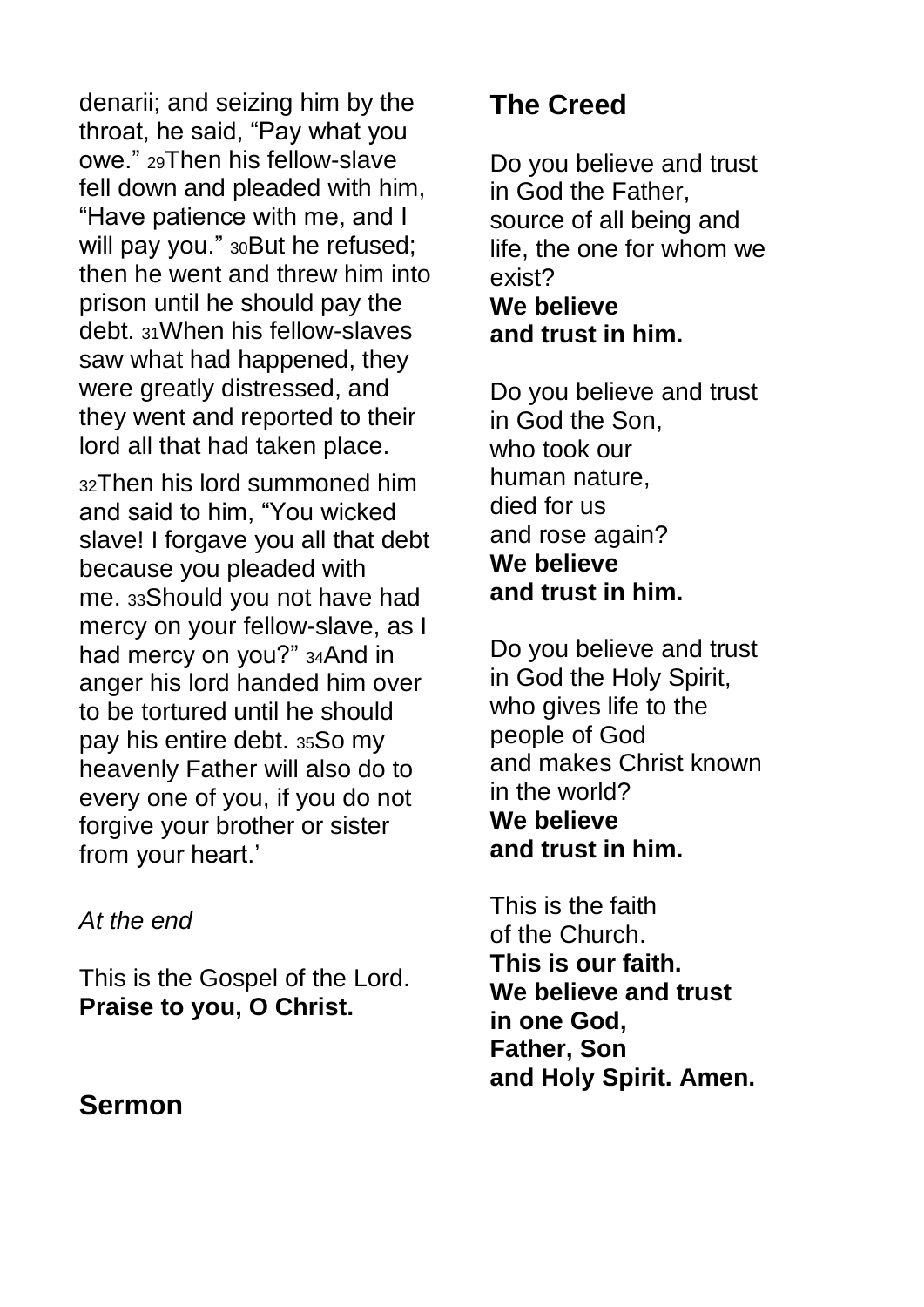denarii; and seizing him by the throat, he said, "Pay what you owe." 29Then his fellow-slave fell down and pleaded with him, "Have patience with me, and I will pay you." 30But he refused; then he went and threw him into prison until he should pay the debt. 31When his fellow-slaves saw what had happened, they were greatly distressed, and they went and reported to their lord all that had taken place.

32Then his lord summoned him and said to him, "You wicked slave! I forgave you all that debt because you pleaded with me. 33Should you not have had mercy on your fellow-slave, as I had mercy on you?" 34And in anger his lord handed him over to be tortured until he should pay his entire debt. 35So my heavenly Father will also do to every one of you, if you do not forgive your brother or sister from your heart.'

*At the end*

This is the Gospel of the Lord.
**Praise to you, O Christ.**

## Sermon

## The Creed

Do you believe and trust
in God the Father,
source of all being and
life, the one for whom we
exist?
**We believe**
**and trust in him.**

Do you believe and trust
in God the Son,
who took our
human nature,
died for us
and rose again?
**We believe**
**and trust in him.**

Do you believe and trust
in God the Holy Spirit,
who gives life to the
people of God
and makes Christ known
in the world?
**We believe**
**and trust in him.**

This is the faith
of the Church.
**This is our faith.**
**We believe and trust**
**in one God,**
**Father, Son**
**and Holy Spirit. Amen.**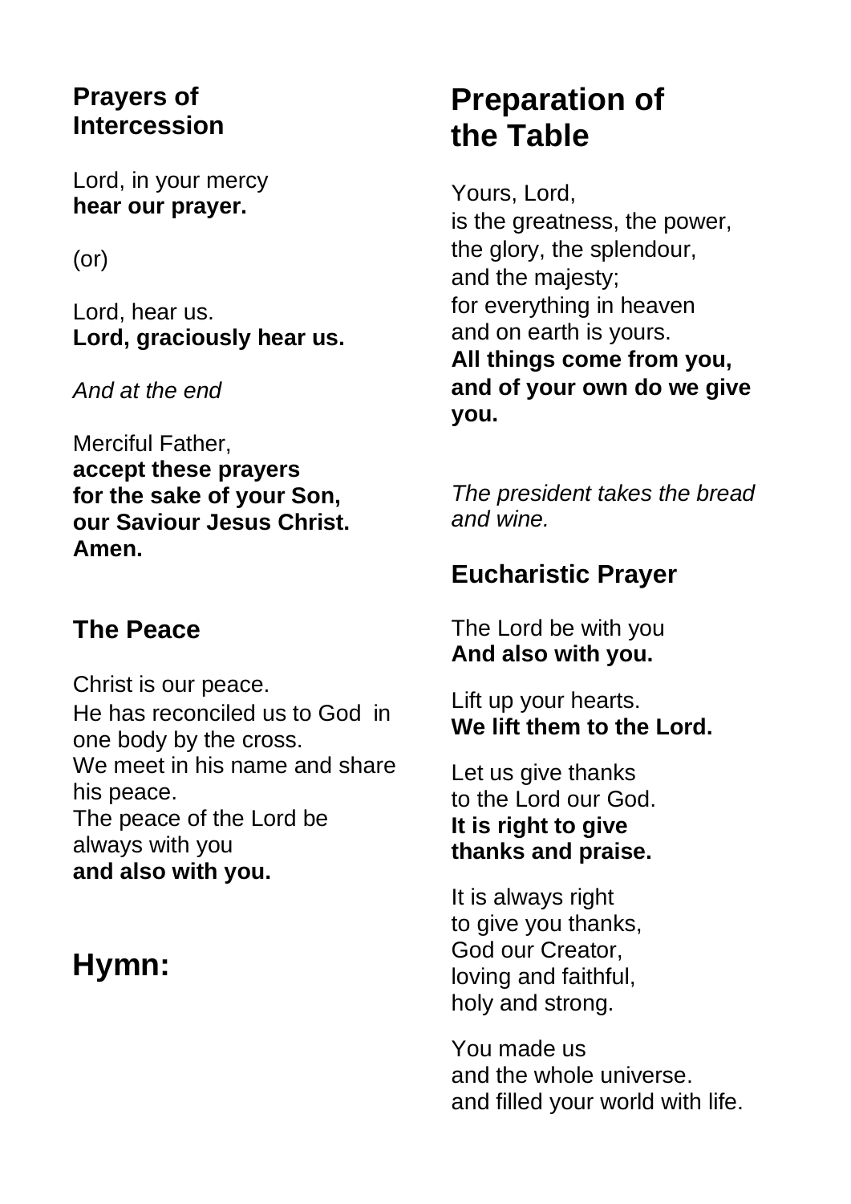## Prayers of Intercession

Lord, in your mercy
**hear our prayer.**

(or)

Lord, hear us.
**Lord, graciously hear us.**

*And at the end*

Merciful Father,
**accept these prayers**
**for the sake of your Son,**
**our Saviour Jesus Christ.**
**Amen.**

## The Peace

Christ is our peace.
He has reconciled us to God in one body by the cross.
We meet in his name and share his peace.
The peace of the Lord be always with you
**and also with you.**

# Hymn:

# Preparation of the Table

Yours, Lord,
is the greatness, the power,
the glory, the splendour,
and the majesty;
for everything in heaven
and on earth is yours.
**All things come from you,**
**and of your own do we give you.**

*The president takes the bread and wine.*

## Eucharistic Prayer

The Lord be with you
**And also with you.**

Lift up your hearts.
**We lift them to the Lord.**

Let us give thanks
to the Lord our God.
**It is right to give**
**thanks and praise.**

It is always right
to give you thanks,
God our Creator,
loving and faithful,
holy and strong.

You made us
and the whole universe.
and filled your world with life.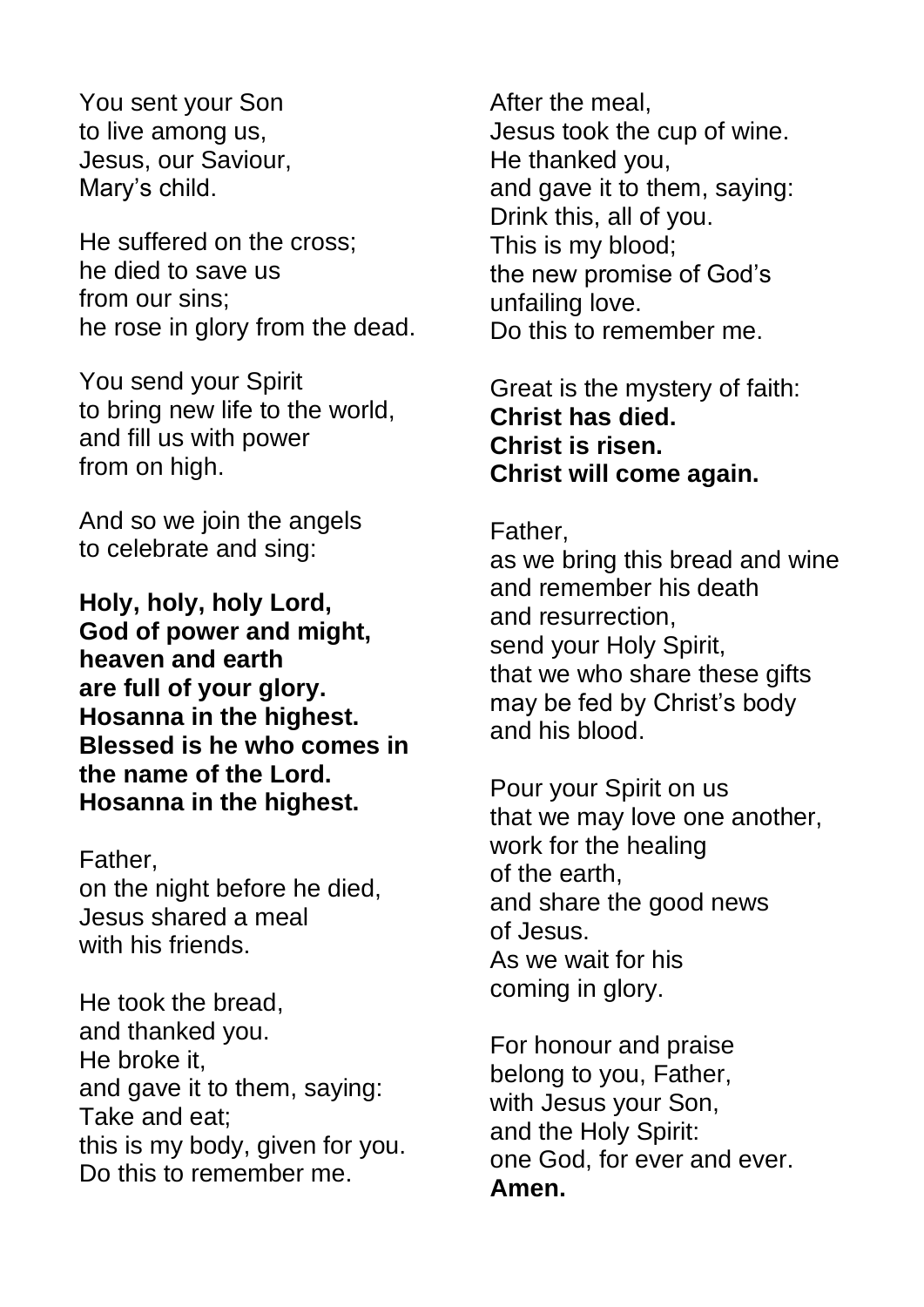You sent your Son
to live among us,
Jesus, our Saviour,
Mary's child.

He suffered on the cross;
he died to save us
from our sins;
he rose in glory from the dead.

You send your Spirit
to bring new life to the world,
and fill us with power
from on high.

And so we join the angels
to celebrate and sing:

**Holy, holy, holy Lord,**
**God of power and might,**
**heaven and earth**
**are full of your glory.**
**Hosanna in the highest.**
**Blessed is he who comes in**
**the name of the Lord.**
**Hosanna in the highest.**

Father,
on the night before he died,
Jesus shared a meal
with his friends.

He took the bread,
and thanked you.
He broke it,
and gave it to them, saying:
Take and eat;
this is my body, given for you.
Do this to remember me.

After the meal,
Jesus took the cup of wine.
He thanked you,
and gave it to them, saying:
Drink this, all of you.
This is my blood;
the new promise of God's
unfailing love.
Do this to remember me.

Great is the mystery of faith:
**Christ has died.**
**Christ is risen.**
**Christ will come again.**

Father,
as we bring this bread and wine
and remember his death
and resurrection,
send your Holy Spirit,
that we who share these gifts
may be fed by Christ's body
and his blood.

Pour your Spirit on us
that we may love one another,
work for the healing
of the earth,
and share the good news
of Jesus.
As we wait for his
coming in glory.

For honour and praise
belong to you, Father,
with Jesus your Son,
and the Holy Spirit:
one God, for ever and ever.
**Amen.**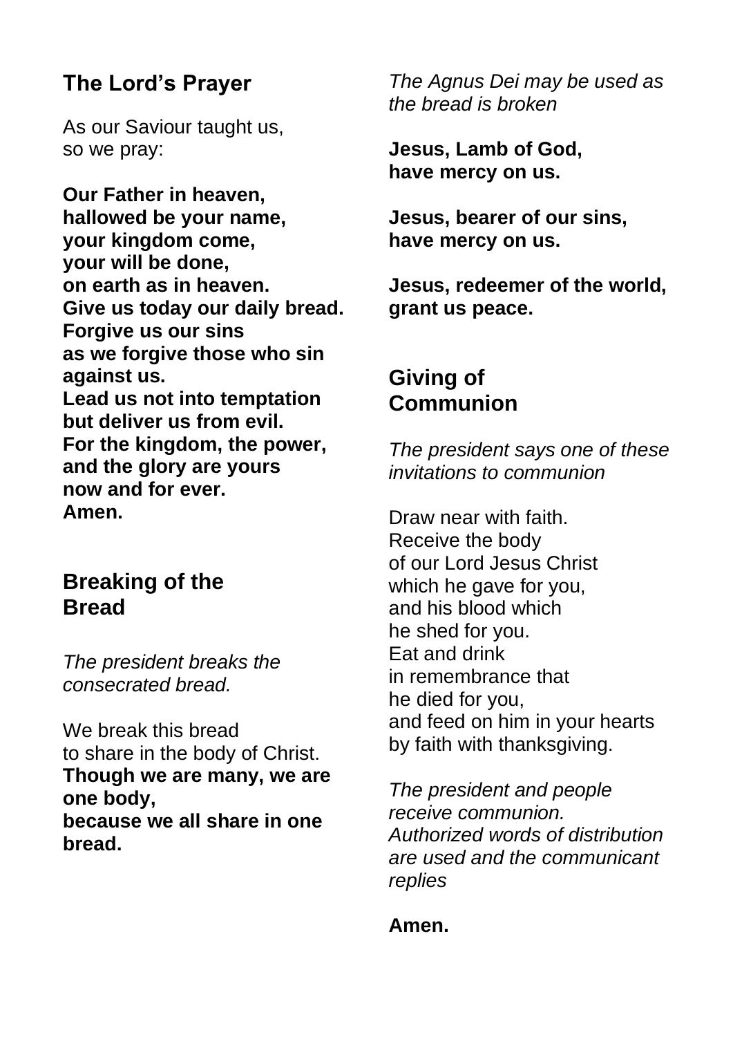## The Lord's Prayer

As our Saviour taught us,
so we pray:

**Our Father in heaven,**
**hallowed be your name,**
**your kingdom come,**
**your will be done,**
**on earth as in heaven.**
**Give us today our daily bread.**
**Forgive us our sins**
**as we forgive those who sin against us.**
**Lead us not into temptation**
**but deliver us from evil.**
**For the kingdom, the power,**
**and the glory are yours**
**now and for ever.**
**Amen.**

## Breaking of the Bread

*The president breaks the consecrated bread.*

We break this bread
to share in the body of Christ.
**Though we are many, we are one body,**
**because we all share in one bread.**

*The Agnus Dei may be used as the bread is broken*

**Jesus, Lamb of God,**
**have mercy on us.**

**Jesus, bearer of our sins,**
**have mercy on us.**

**Jesus, redeemer of the world,**
**grant us peace.**

## Giving of Communion

*The president says one of these invitations to communion*

Draw near with faith.
Receive the body
of our Lord Jesus Christ
which he gave for you,
and his blood which
he shed for you.
Eat and drink
in remembrance that
he died for you,
and feed on him in your hearts
by faith with thanksgiving.

*The president and people receive communion.*
*Authorized words of distribution are used and the communicant replies*

**Amen.**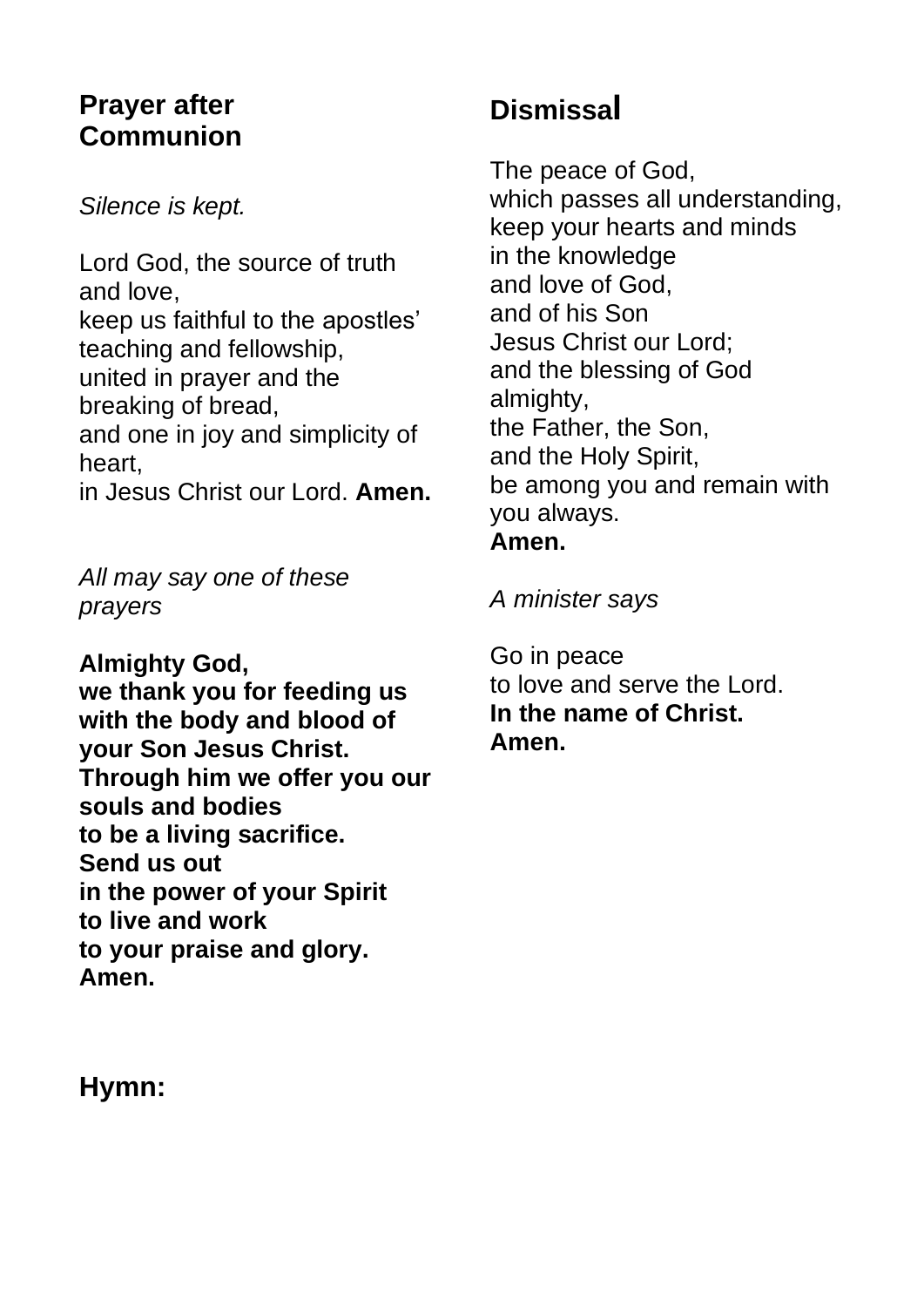## Prayer after Communion

*Silence is kept.*

Lord God, the source of truth and love,
keep us faithful to the apostles' teaching and fellowship,
united in prayer and the breaking of bread,
and one in joy and simplicity of heart,
in Jesus Christ our Lord. **Amen.**

*All may say one of these prayers*

**Almighty God,**
**we thank you for feeding us with the body and blood of your Son Jesus Christ.**
**Through him we offer you our souls and bodies**
**to be a living sacrifice.**
**Send us out**
**in the power of your Spirit**
**to live and work**
**to your praise and glory.**
**Amen.**

## Hymn:

## Dismissal

The peace of God,
which passes all understanding,
keep your hearts and minds
in the knowledge
and love of God,
and of his Son
Jesus Christ our Lord;
and the blessing of God almighty,
the Father, the Son,
and the Holy Spirit,
be among you and remain with you always.
**Amen.**

*A minister says*

Go in peace
to love and serve the Lord.
**In the name of Christ.**
**Amen.**